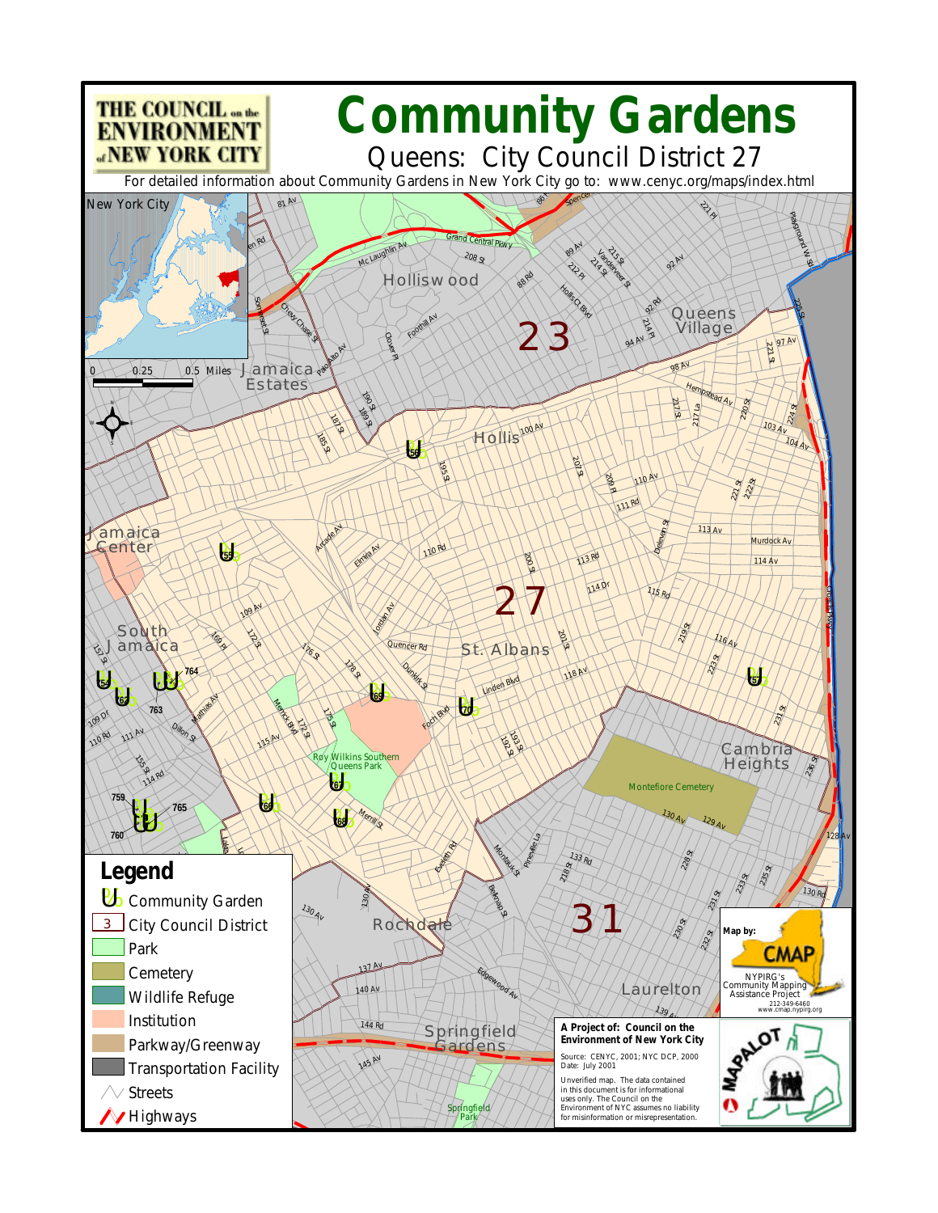# Community Gardens

## Queens: City Council District 27

THE COUNCIL on the ENVIRONMENT of NEW YORK CITY

For detailed information about Community Gardens in New York City go to: www.cenyc.org/maps/index.html

### Legend

- Community Garden
- City Council District
- Park
- Cemetery
- Wildlife Refuge
- Institution
- Parkway/Greenway
- Transportation Facility
- Streets
- Highways

0 — 0.25 — 0.5 Miles

**Map by:** CMAP
NYPIRG's Community Mapping Assistance Project
212-349-6460
www.cmap.nypirg.org

**A Project of: Council on the Environment of New York City**

Source: CENYC, 2001; NYC DCP, 2000
Date: July 2001

Unverified map. The data contained in this document is for informational uses only. The Council on the Environment of NYC assumes no liability for misinformation or misrepresentation.

MAPALOT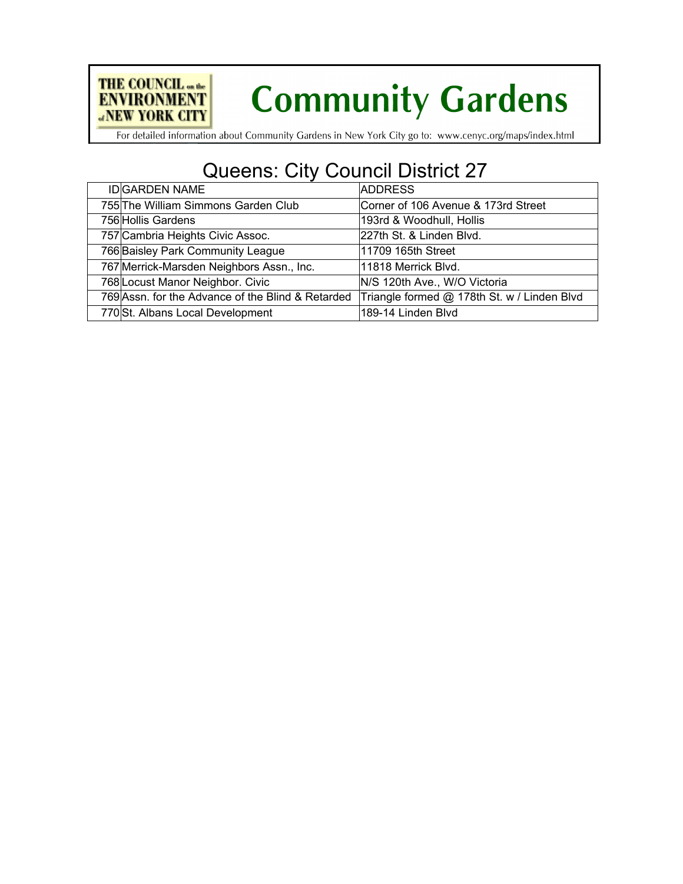THE COUNCIL on the ENVIRONMENT of NEW YORK CITY

# Community Gardens

For detailed information about Community Gardens in New York City go to: www.cenyc.org/maps/index.html

## Queens: City Council District 27

| ID | GARDEN NAME | ADDRESS |
|---|---|---|
| 755 | The William Simmons Garden Club | Corner of 106 Avenue & 173rd Street |
| 756 | Hollis Gardens | 193rd & Woodhull, Hollis |
| 757 | Cambria Heights Civic Assoc. | 227th St. & Linden Blvd. |
| 766 | Baisley Park Community League | 11709 165th Street |
| 767 | Merrick-Marsden Neighbors Assn., Inc. | 11818 Merrick Blvd. |
| 768 | Locust Manor Neighbor. Civic | N/S 120th Ave., W/O Victoria |
| 769 | Assn. for the Advance of the Blind & Retarded | Triangle formed @ 178th St. w / Linden Blvd |
| 770 | St. Albans Local Development | 189-14 Linden Blvd |